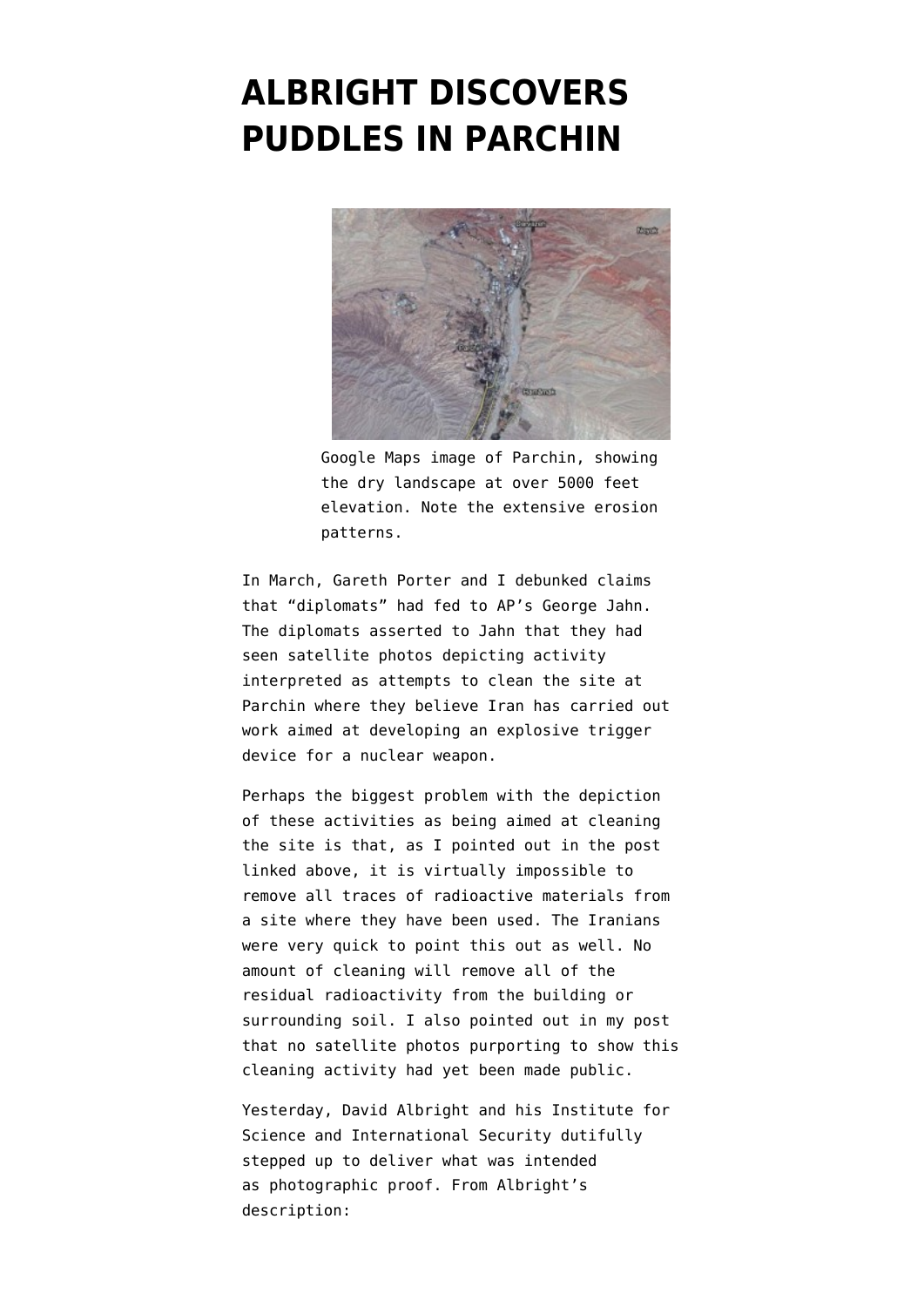# ALBRIGHT DISCOVERS PUDDLES IN PARCHIN

Google Maps image of Parchin, showing the dry landscape at over 5000 feet elevation. Note the extensive erosion patterns.

In March, Gareth Porter and I debunked claims that “diplomats” had fed to AP’s George Jahn. The diplomats asserted to Jahn that they had seen satellite photos depicting activity interpreted as attempts to clean the site at Parchin where they believe Iran has carried out work aimed at developing an explosive trigger device for a nuclear weapon.

Perhaps the biggest problem with the depiction of these activities as being aimed at cleaning the site is that, as I pointed out in the post linked above, it is virtually impossible to remove all traces of radioactive materials from a site where they have been used. The Iranians were very quick to point this out as well. No amount of cleaning will remove all of the residual radioactivity from the building or surrounding soil. I also pointed out in my post that no satellite photos purporting to show this cleaning activity had yet been made public.

Yesterday, David Albright and his Institute for Science and International Security dutifully stepped up to deliver what was intended as photographic proof. From Albright’s description: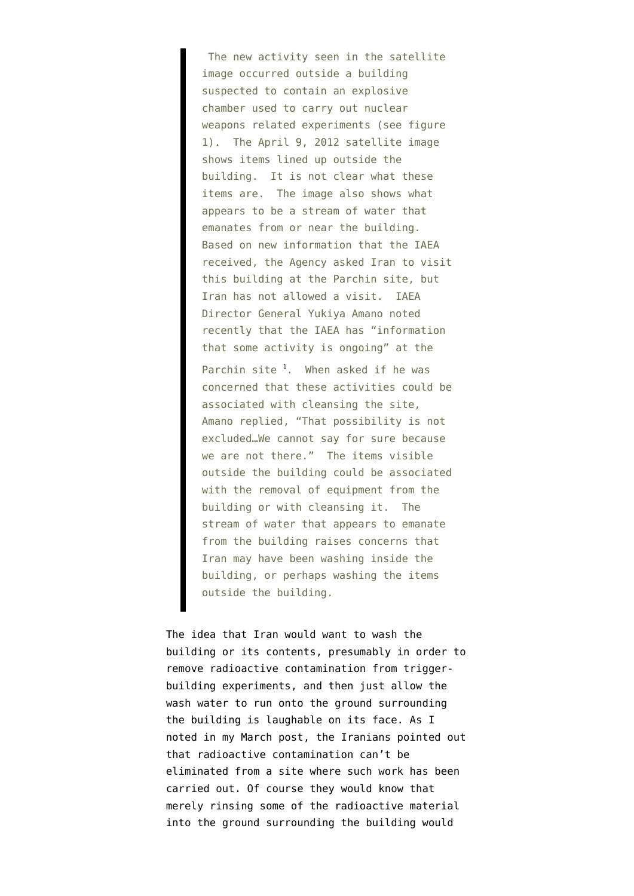> The new activity seen in the satellite image occurred outside a building suspected to contain an explosive chamber used to carry out nuclear weapons related experiments (see figure 1). The April 9, 2012 satellite image shows items lined up outside the building. It is not clear what these items are. The image also shows what appears to be a stream of water that emanates from or near the building. Based on new information that the IAEA received, the Agency asked Iran to visit this building at the Parchin site, but Iran has not allowed a visit. IAEA Director General Yukiya Amano noted recently that the IAEA has "information that some activity is ongoing" at the Parchin site [1]. When asked if he was concerned that these activities could be associated with cleansing the site, Amano replied, "That possibility is not excluded…We cannot say for sure because we are not there." The items visible outside the building could be associated with the removal of equipment from the building or with cleansing it. The stream of water that appears to emanate from the building raises concerns that Iran may have been washing inside the building, or perhaps washing the items outside the building.

The idea that Iran would want to wash the building or its contents, presumably in order to remove radioactive contamination from trigger-building experiments, and then just allow the wash water to run onto the ground surrounding the building is laughable on its face. As I noted in my March post, the Iranians pointed out that radioactive contamination can't be eliminated from a site where such work has been carried out. Of course they would know that merely rinsing some of the radioactive material into the ground surrounding the building would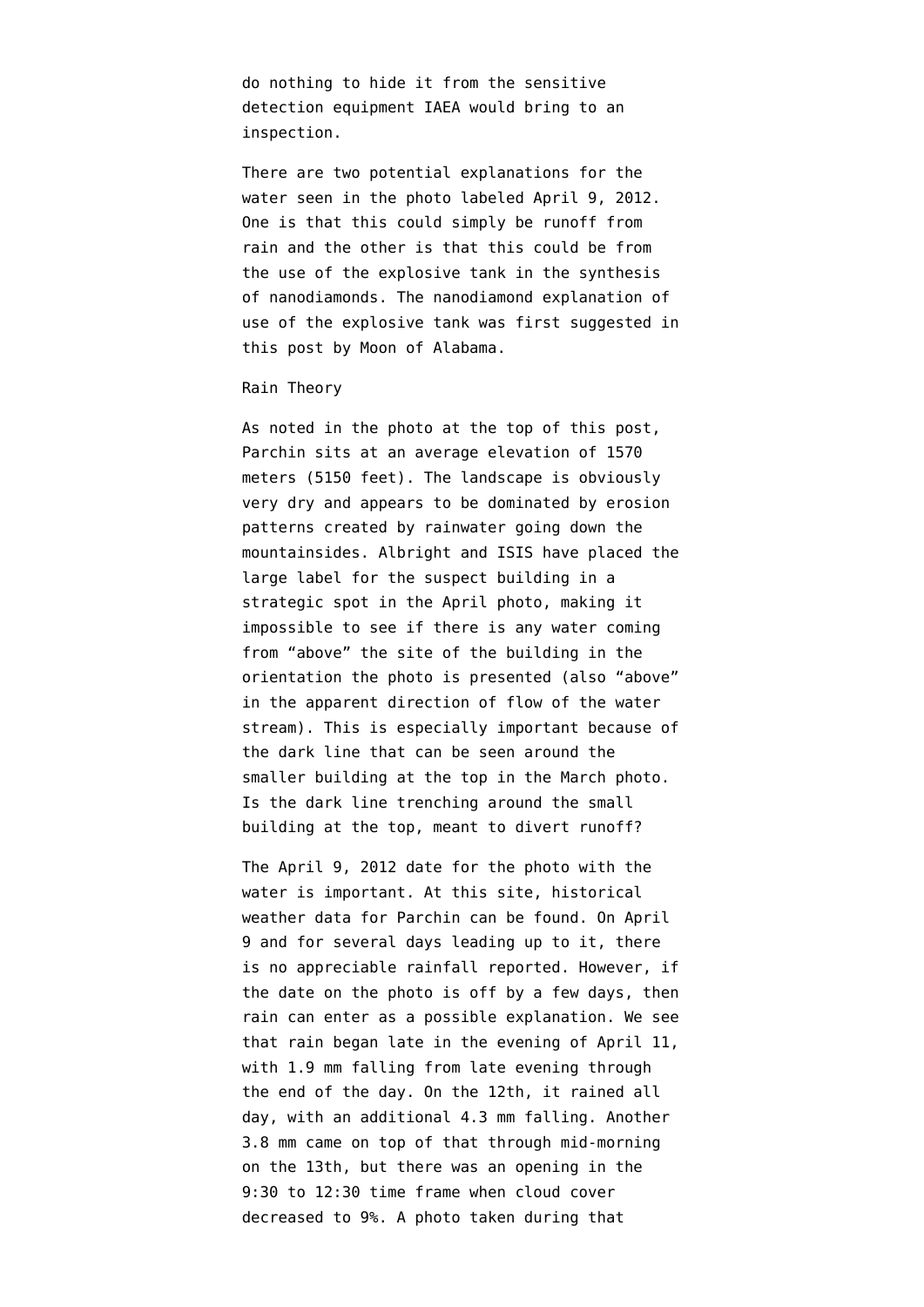do nothing to hide it from the sensitive detection equipment IAEA would bring to an inspection.

There are two potential explanations for the water seen in the photo labeled April 9, 2012. One is that this could simply be runoff from rain and the other is that this could be from the use of the explosive tank in the synthesis of nanodiamonds. The nanodiamond explanation of use of the explosive tank was first suggested in this post by Moon of Alabama.

## Rain Theory

As noted in the photo at the top of this post, Parchin sits at an average elevation of 1570 meters (5150 feet). The landscape is obviously very dry and appears to be dominated by erosion patterns created by rainwater going down the mountainsides. Albright and ISIS have placed the large label for the suspect building in a strategic spot in the April photo, making it impossible to see if there is any water coming from "above" the site of the building in the orientation the photo is presented (also "above" in the apparent direction of flow of the water stream). This is especially important because of the dark line that can be seen around the smaller building at the top in the March photo. Is the dark line trenching around the small building at the top, meant to divert runoff?

The April 9, 2012 date for the photo with the water is important. At this site, historical weather data for Parchin can be found. On April 9 and for several days leading up to it, there is no appreciable rainfall reported. However, if the date on the photo is off by a few days, then rain can enter as a possible explanation. We see that rain began late in the evening of April 11, with 1.9 mm falling from late evening through the end of the day. On the 12th, it rained all day, with an additional 4.3 mm falling. Another 3.8 mm came on top of that through mid-morning on the 13th, but there was an opening in the 9:30 to 12:30 time frame when cloud cover decreased to 9%. A photo taken during that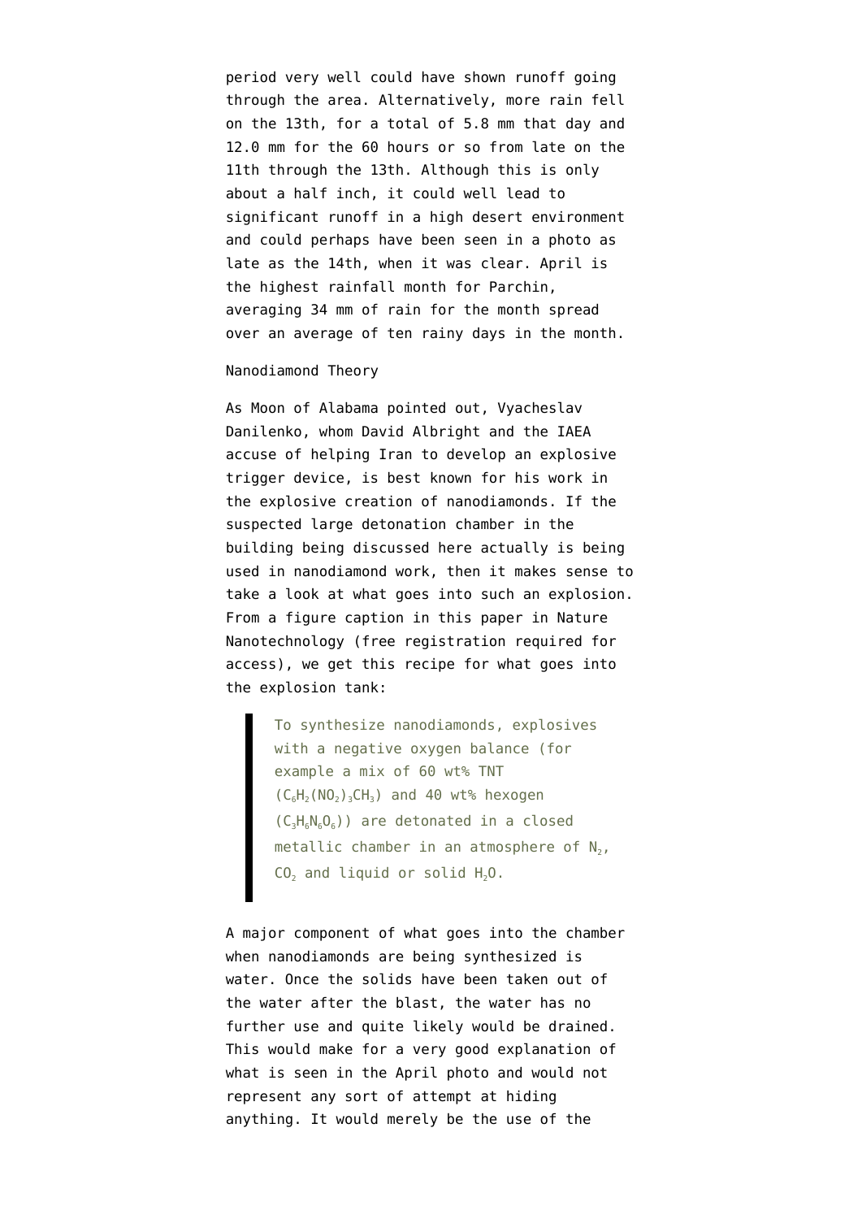period very well could have shown runoff going through the area. Alternatively, more rain fell on the 13th, for a total of 5.8 mm that day and 12.0 mm for the 60 hours or so from late on the 11th through the 13th. Although this is only about a half inch, it could well lead to significant runoff in a high desert environment and could perhaps have been seen in a photo as late as the 14th, when it was clear. April is the highest rainfall month for Parchin, averaging 34 mm of rain for the month spread over an average of ten rainy days in the month.

## Nanodiamond Theory

As Moon of Alabama pointed out, Vyacheslav Danilenko, whom David Albright and the IAEA accuse of helping Iran to develop an explosive trigger device, is best known for his work in the explosive creation of nanodiamonds. If the suspected large detonation chamber in the building being discussed here actually is being used in nanodiamond work, then it makes sense to take a look at what goes into such an explosion. From a figure caption in this paper in Nature Nanotechnology (free registration required for access), we get this recipe for what goes into the explosion tank:

> To synthesize nanodiamonds, explosives with a negative oxygen balance (for example a mix of 60 wt% TNT ($C_6H_2(NO_2)_3CH_3$) and 40 wt% hexogen ($C_3H_6N_6O_6$)) are detonated in a closed metallic chamber in an atmosphere of $N_2$, $CO_2$ and liquid or solid $H_2O$.

A major component of what goes into the chamber when nanodiamonds are being synthesized is water. Once the solids have been taken out of the water after the blast, the water has no further use and quite likely would be drained. This would make for a very good explanation of what is seen in the April photo and would not represent any sort of attempt at hiding anything. It would merely be the use of the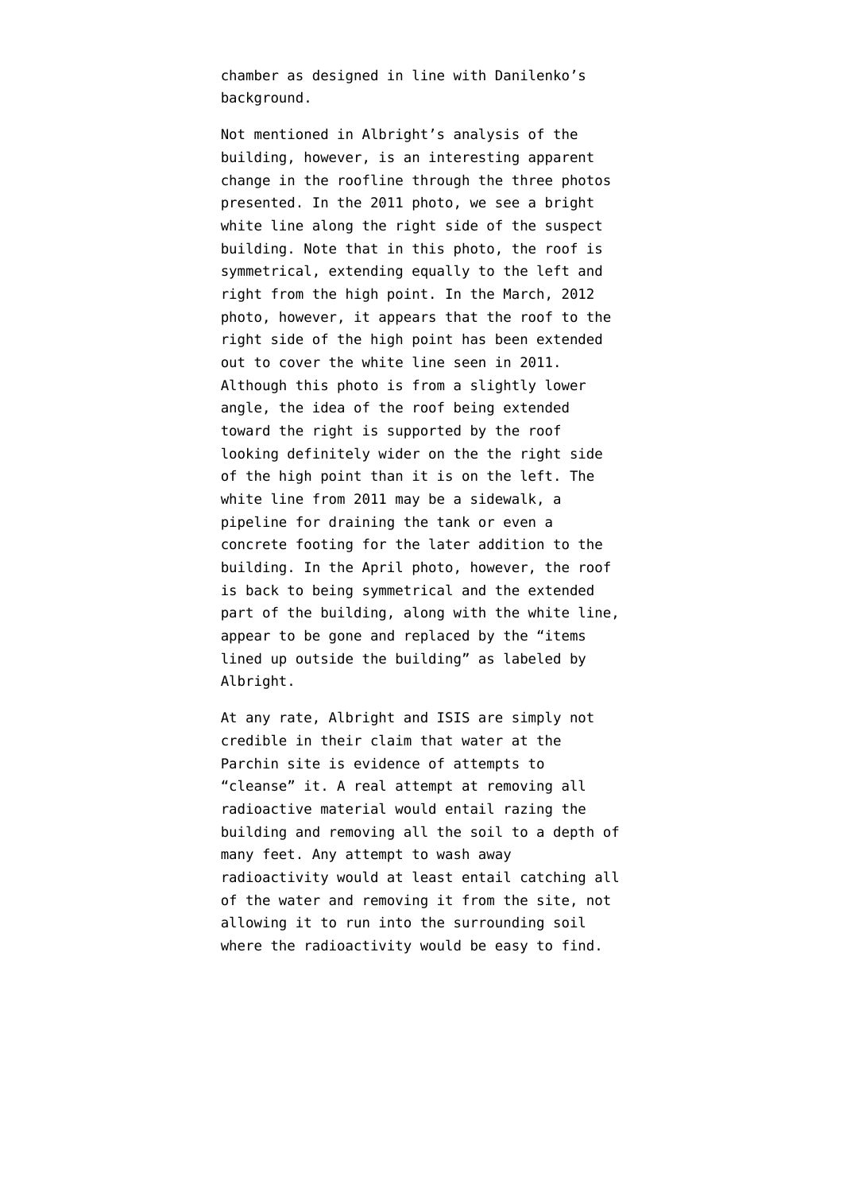chamber as designed in line with Danilenko's background.

Not mentioned in Albright's analysis of the building, however, is an interesting apparent change in the roofline through the three photos presented. In the 2011 photo, we see a bright white line along the right side of the suspect building. Note that in this photo, the roof is symmetrical, extending equally to the left and right from the high point. In the March, 2012 photo, however, it appears that the roof to the right side of the high point has been extended out to cover the white line seen in 2011. Although this photo is from a slightly lower angle, the idea of the roof being extended toward the right is supported by the roof looking definitely wider on the the right side of the high point than it is on the left. The white line from 2011 may be a sidewalk, a pipeline for draining the tank or even a concrete footing for the later addition to the building. In the April photo, however, the roof is back to being symmetrical and the extended part of the building, along with the white line, appear to be gone and replaced by the "items lined up outside the building" as labeled by Albright.

At any rate, Albright and ISIS are simply not credible in their claim that water at the Parchin site is evidence of attempts to "cleanse" it. A real attempt at removing all radioactive material would entail razing the building and removing all the soil to a depth of many feet. Any attempt to wash away radioactivity would at least entail catching all of the water and removing it from the site, not allowing it to run into the surrounding soil where the radioactivity would be easy to find.